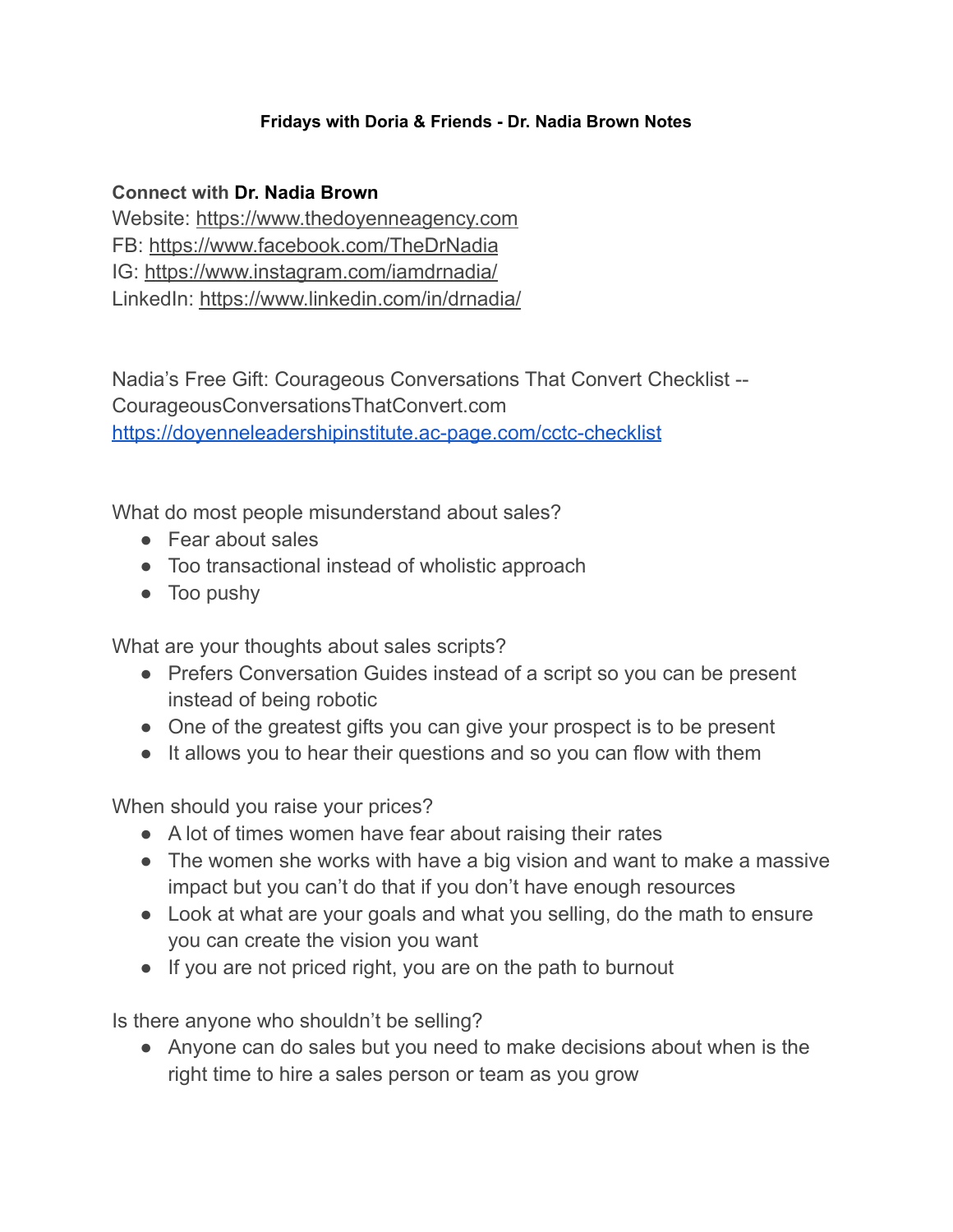**Fridays with Doria & Friends - Dr. Nadia Brown Notes**

**Connect with Dr. Nadia Brown**
Website: https://www.thedoyenneagency.com
FB: https://www.facebook.com/TheDrNadia
IG: https://www.instagram.com/iamdrnadia/
LinkedIn: https://www.linkedin.com/in/drnadia/

Nadia's Free Gift: Courageous Conversations That Convert Checklist -- CourageousConversationsThatConvert.com
https://doyenneleadershipinstitute.ac-page.com/cctc-checklist

What do most people misunderstand about sales?

- Fear about sales
- Too transactional instead of wholistic approach
- Too pushy

What are your thoughts about sales scripts?

- Prefers Conversation Guides instead of a script so you can be present instead of being robotic
- One of the greatest gifts you can give your prospect is to be present
- It allows you to hear their questions and so you can flow with them

When should you raise your prices?

- A lot of times women have fear about raising their rates
- The women she works with have a big vision and want to make a massive impact but you can't do that if you don't have enough resources
- Look at what are your goals and what you selling, do the math to ensure you can create the vision you want
- If you are not priced right, you are on the path to burnout

Is there anyone who shouldn't selling?

- Anyone can do sales but you need to make decisions about when is the right time to hire a sales person or team as you grow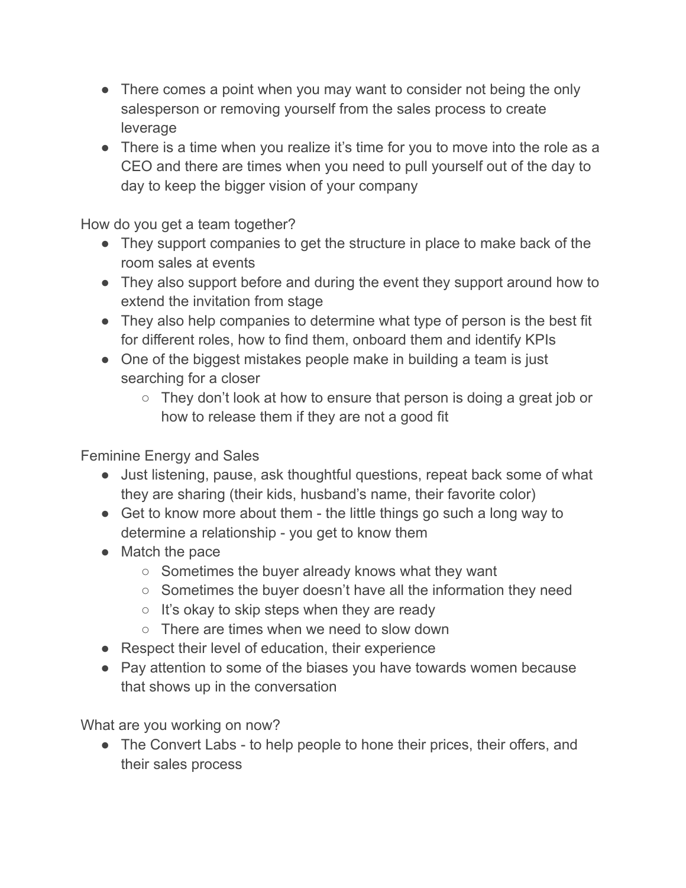- There comes a point when you may want to consider not being the only salesperson or removing yourself from the sales process to create leverage
- There is a time when you realize it's time for you to move into the role as a CEO and there are times when you need to pull yourself out of the day to day to keep the bigger vision of your company

How do you get a team together?

- They support companies to get the structure in place to make back of the room sales at events
- They also support before and during the event they support around how to extend the invitation from stage
- They also help companies to determine what type of person is the best fit for different roles, how to find them, onboard them and identify KPIs
- One of the biggest mistakes people make in building a team is just searching for a closer
  - They don't look at how to ensure that person is doing a great job or how to release them if they are not a good fit

Feminine Energy and Sales

- Just listening, pause, ask thoughtful questions, repeat back some of what they are sharing (their kids, husband's name, their favorite color)
- Get to know more about them - the little things go such a long way to determine a relationship - you get to know them
- Match the pace
  - Sometimes the buyer already knows what they want
  - Sometimes the buyer doesn't have all the information they need
  - It's okay to skip steps when they are ready
  - There are times when we need to slow down
- Respect their level of education, their experience
- Pay attention to some of the biases you have towards women because that shows up in the conversation

What are you working on now?

- The Convert Labs - to help people to hone their prices, their offers, and their sales process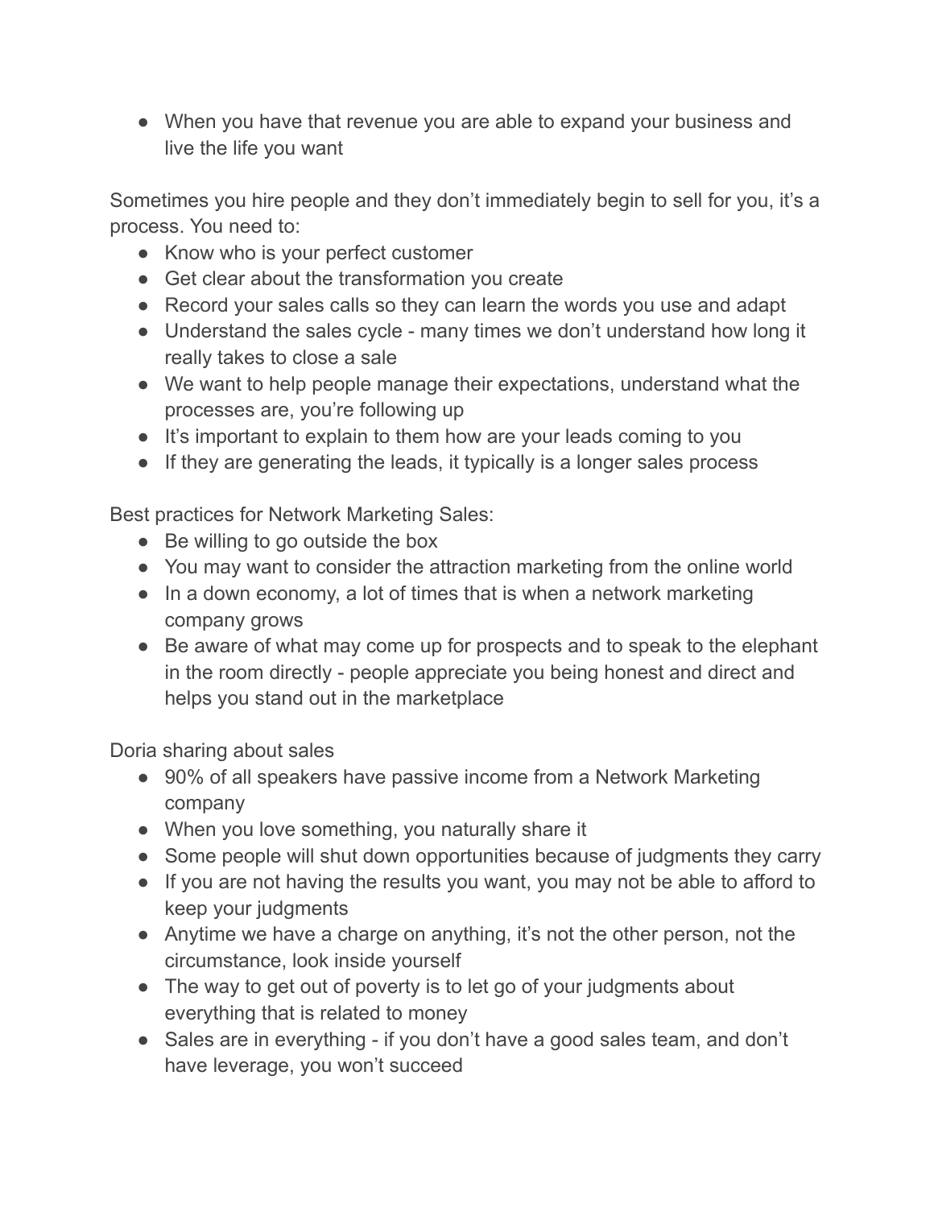- When you have that revenue you are able to expand your business and live the life you want

Sometimes you hire people and they don't immediately begin to sell for you, it's a process. You need to:

- Know who is your perfect customer
- Get clear about the transformation you create
- Record your sales calls so they can learn the words you use and adapt
- Understand the sales cycle - many times we don't understand how long it really takes to close a sale
- We want to help people manage their expectations, understand what the processes are, you're following up
- It's important to explain to them how are your leads coming to you
- If they are generating the leads, it typically is a longer sales process

Best practices for Network Marketing Sales:

- Be willing to go outside the box
- You may want to consider the attraction marketing from the online world
- In a down economy, a lot of times that is when a network marketing company grows
- Be aware of what may come up for prospects and to speak to the elephant in the room directly - people appreciate you being honest and direct and helps you stand out in the marketplace

Doria sharing about sales

- 90% of all speakers have passive income from a Network Marketing company
- When you love something, you naturally share it
- Some people will shut down opportunities because of judgments they carry
- If you are not having the results you want, you may not be able to afford to keep your judgments
- Anytime we have a charge on anything, it's not the other person, not the circumstance, look inside yourself
- The way to get out of poverty is to let go of your judgments about everything that is related to money
- Sales are in everything - if you don't have a good sales team, and don't have leverage, you won't succeed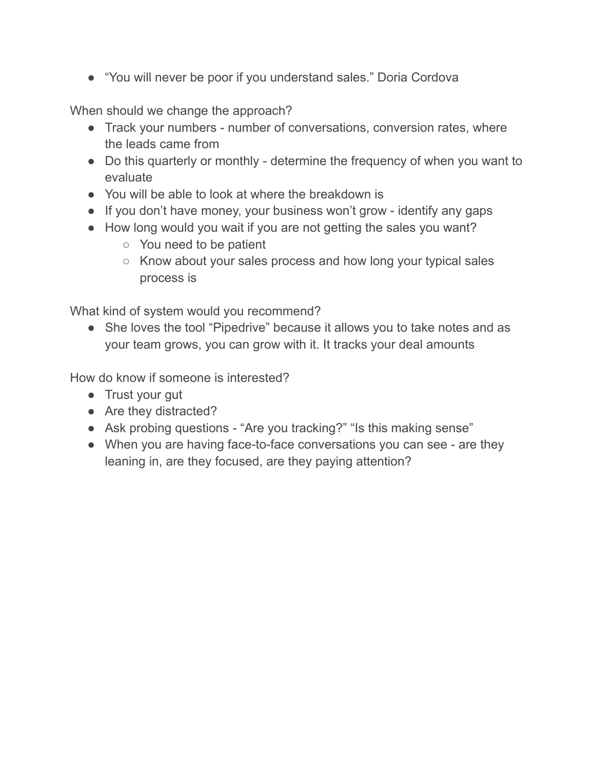- “You will never be poor if you understand sales.” Doria Cordova

When should we change the approach?

- Track your numbers - number of conversations, conversion rates, where the leads came from
- Do this quarterly or monthly - determine the frequency of when you want to evaluate
- You will be able to look at where the breakdown is
- If you don’t have money, your business won’t grow - identify any gaps
- How long would you wait if you are not getting the sales you want?
    - You need to be patient
    - Know about your sales process and how long your typical sales process is

What kind of system would you recommend?

- She loves the tool “Pipedrive” because it allows you to take notes and as your team grows, you can grow with it. It tracks your deal amounts

How do know if someone is interested?

- Trust your gut
- Are they distracted?
- Ask probing questions - “Are you tracking?” “Is this making sense”
- When you are having face-to-face conversations you can see - are they leaning in, are they focused, are they paying attention?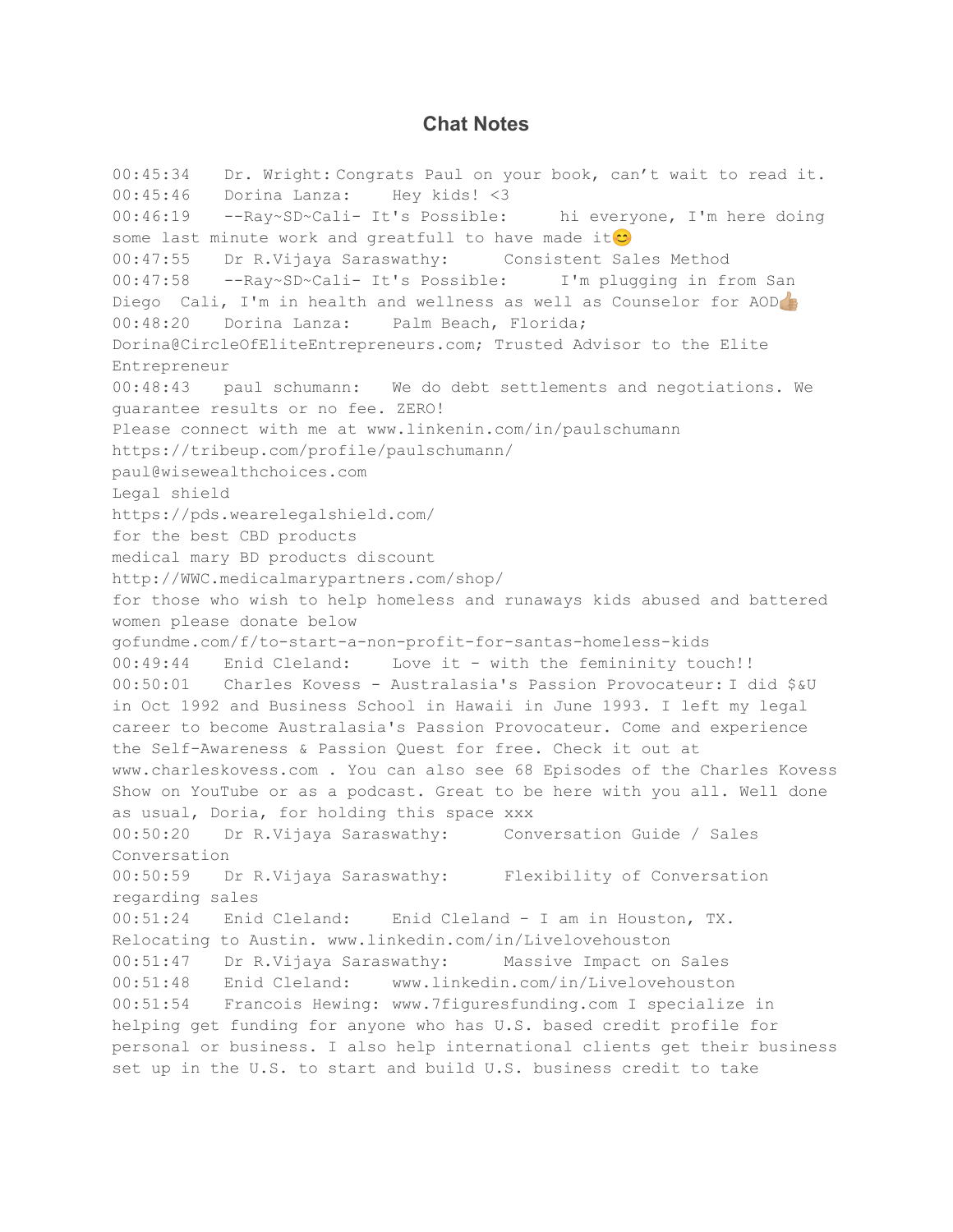# Chat Notes

00:45:34 Dr. Wright: Congrats Paul on your book, can't wait to read it.
00:45:46 Dorina Lanza: Hey kids! <3
00:46:19 --Ray~SD~Cali- It's Possible: hi everyone, I'm here doing some last minute work and greatfull to have made it😊
00:47:55 Dr R.Vijaya Saraswathy: Consistent Sales Method
00:47:58 --Ray~SD~Cali- It's Possible: I'm plugging in from San Diego Cali, I'm in health and wellness as well as Counselor for AOD👍🏽
00:48:20 Dorina Lanza: Palm Beach, Florida; Dorina@CircleOfEliteEntrepreneurs.com; Trusted Advisor to the Elite Entrepreneur
00:48:43 paul schumann: We do debt settlements and negotiations. We guarantee results or no fee. ZERO!
Please connect with me at www.linkenin.com/in/paulschumann
https://tribeup.com/profile/paulschumann/
paul@wisewealthchoices.com
Legal shield
https://pds.wearelegalshield.com/
for the best CBD products
medical mary BD products discount
http://WWC.medicalmarypartners.com/shop/
for those who wish to help homeless and runaways kids abused and battered women please donate below
gofundme.com/f/to-start-a-non-profit-for-santas-homeless-kids
00:49:44 Enid Cleland: Love it - with the femininity touch!!
00:50:01 Charles Kovess - Australasia's Passion Provocateur: I did $&U in Oct 1992 and Business School in Hawaii in June 1993. I left my legal career to become Australasia's Passion Provocateur. Come and experience the Self-Awareness & Passion Quest for free. Check it out at www.charleskovess.com . You can also see 68 Episodes of the Charles Kovess Show on YouTube or as a podcast. Great to be here with you all. Well done as usual, Doria, for holding this space xxx
00:50:20 Dr R.Vijaya Saraswathy: Conversation Guide / Sales Conversation
00:50:59 Dr R.Vijaya Saraswathy: Flexibility of Conversation regarding sales
00:51:24 Enid Cleland: Enid Cleland - I am in Houston, TX. Relocating to Austin. www.linkedin.com/in/Livelovehouston
00:51:47 Dr R.Vijaya Saraswathy: Massive Impact on Sales
00:51:48 Enid Cleland: www.linkedin.com/in/Livelovehouston
00:51:54 Francois Hewing: www.7figuresfunding.com I specialize in helping get funding for anyone who has U.S. based credit profile for personal or business. I also help international clients get their business set up in the U.S. to start and build U.S. business credit to take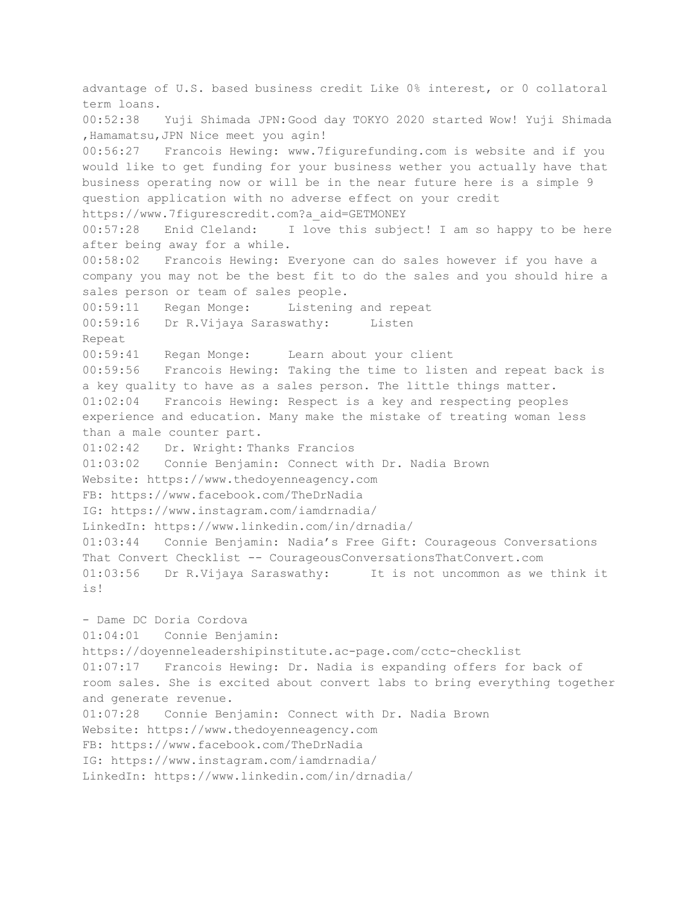advantage of U.S. based business credit Like 0% interest, or 0 collatoral term loans.

00:52:38 Yuji Shimada JPN:Good day TOKYO 2020 started Wow! Yuji Shimada ,Hamamatsu,JPN Nice meet you agin!

00:56:27 Francois Hewing: www.7figurefunding.com is website and if you would like to get funding for your business wether you actually have that business operating now or will be in the near future here is a simple 9 question application with no adverse effect on your credit https://www.7figurescredit.com?a_aid=GETMONEY

00:57:28 Enid Cleland: I love this subject! I am so happy to be here after being away for a while.

00:58:02 Francois Hewing: Everyone can do sales however if you have a company you may not be the best fit to do the sales and you should hire a sales person or team of sales people.

00:59:11 Regan Monge: Listening and repeat

00:59:16 Dr R.Vijaya Saraswathy: Listen
Repeat

00:59:41 Regan Monge: Learn about your client

00:59:56 Francois Hewing: Taking the time to listen and repeat back is a key quality to have as a sales person. The little things matter.

01:02:04 Francois Hewing: Respect is a key and respecting peoples experience and education. Many make the mistake of treating woman less than a male counter part.

01:02:42 Dr. Wright: Thanks Francios

01:03:02 Connie Benjamin: Connect with Dr. Nadia Brown
Website: https://www.thedoyenneagency.com
FB: https://www.facebook.com/TheDrNadia
IG: https://www.instagram.com/iamdrnadia/
LinkedIn: https://www.linkedin.com/in/drnadia/

01:03:44 Connie Benjamin: Nadia's Free Gift: Courageous Conversations That Convert Checklist -- CourageousConversationsThatConvert.com

01:03:56 Dr R.Vijaya Saraswathy: It is not uncommon as we think it is!

- Dame DC Doria Cordova

01:04:01 Connie Benjamin:
https://doyenneleadershipinstitute.ac-page.com/cctc-checklist

01:07:17 Francois Hewing: Dr. Nadia is expanding offers for back of room sales. She is excited about convert labs to bring everything together and generate revenue.

01:07:28 Connie Benjamin: Connect with Dr. Nadia Brown
Website: https://www.thedoyenneagency.com
FB: https://www.facebook.com/TheDrNadia
IG: https://www.instagram.com/iamdrnadia/
LinkedIn: https://www.linkedin.com/in/drnadia/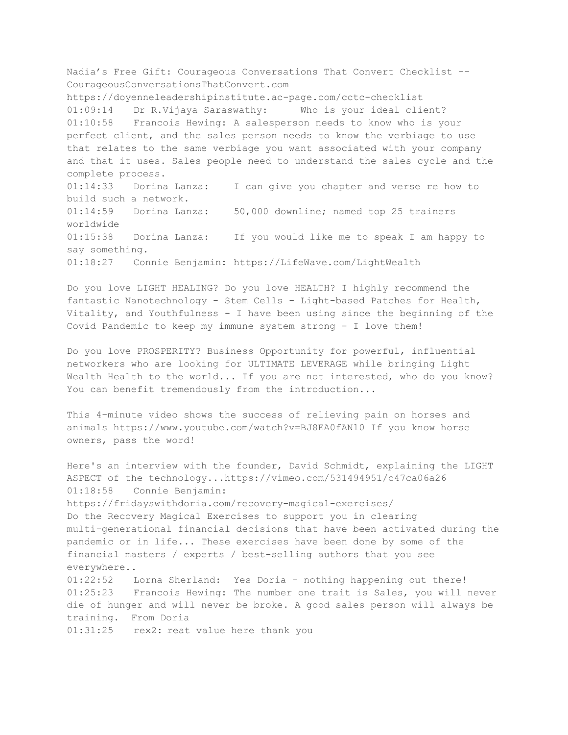Nadia’s Free Gift: Courageous Conversations That Convert Checklist -- CourageousConversationsThatConvert.com
https://doyenneleadershipinstitute.ac-page.com/cctc-checklist
01:09:14 Dr R.Vijaya Saraswathy: Who is your ideal client?
01:10:58 Francois Hewing: A salesperson needs to know who is your perfect client, and the sales person needs to know the verbiage to use that relates to the same verbiage you want associated with your company and that it uses. Sales people need to understand the sales cycle and the complete process.
01:14:33 Dorina Lanza: I can give you chapter and verse re how to build such a network.
01:14:59 Dorina Lanza: 50,000 downline; named top 25 trainers worldwide
01:15:38 Dorina Lanza: If you would like me to speak I am happy to say something.
01:18:27 Connie Benjamin: https://LifeWave.com/LightWealth

Do you love LIGHT HEALING? Do you love HEALTH? I highly recommend the fantastic Nanotechnology - Stem Cells - Light-based Patches for Health, Vitality, and Youthfulness - I have been using since the beginning of the Covid Pandemic to keep my immune system strong - I love them!

Do you love PROSPERITY? Business Opportunity for powerful, influential networkers who are looking for ULTIMATE LEVERAGE while bringing Light Wealth Health to the world... If you are not interested, who do you know? You can benefit tremendously from the introduction...

This 4-minute video shows the success of relieving pain on horses and animals https://www.youtube.com/watch?v=BJ8EA0fANl0 If you know horse owners, pass the word!

Here's an interview with the founder, David Schmidt, explaining the LIGHT ASPECT of the technology...https://vimeo.com/531494951/c47ca06a26
01:18:58 Connie Benjamin:
https://fridayswithdoria.com/recovery-magical-exercises/
Do the Recovery Magical Exercises to support you in clearing multi-generational financial decisions that have been activated during the pandemic or in life... These exercises have been done by some of the financial masters / experts / best-selling authors that you see everywhere..
01:22:52 Lorna Sherland: Yes Doria - nothing happening out there!
01:25:23 Francois Hewing: The number one trait is Sales, you will never die of hunger and will never be broke. A good sales person will always be training. From Doria
01:31:25 rex2: reat value here thank you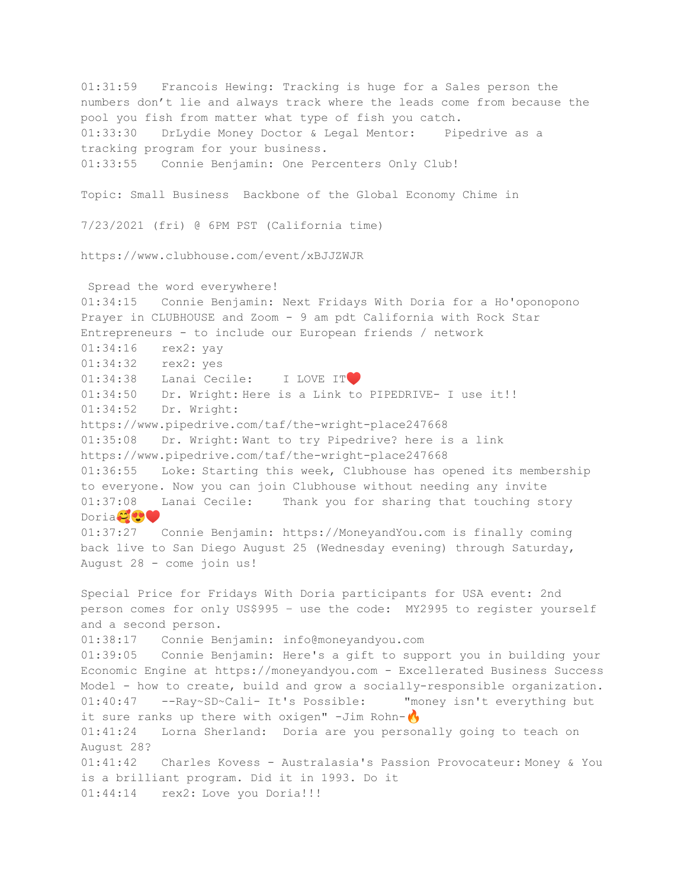01:31:59 Francois Hewing: Tracking is huge for a Sales person the numbers don't lie and always track where the leads come from because the pool you fish from matter what type of fish you catch.
01:33:30 DrLydie Money Doctor & Legal Mentor: Pipedrive as a tracking program for your business.
01:33:55 Connie Benjamin: One Percenters Only Club!

Topic: Small Business Backbone of the Global Economy Chime in

7/23/2021 (fri) @ 6PM PST (California time)

https://www.clubhouse.com/event/xBJJZWJR

Spread the word everywhere!
01:34:15 Connie Benjamin: Next Fridays With Doria for a Ho'oponopono Prayer in CLUBHOUSE and Zoom - 9 am pdt California with Rock Star Entrepreneurs - to include our European friends / network
01:34:16 rex2: yay
01:34:32 rex2: yes
01:34:38 Lanai Cecile: I LOVE IT❤️
01:34:50 Dr. Wright: Here is a Link to PIPEDRIVE- I use it!!
01:34:52 Dr. Wright: https://www.pipedrive.com/taf/the-wright-place247668
01:35:08 Dr. Wright: Want to try Pipedrive? here is a link https://www.pipedrive.com/taf/the-wright-place247668
01:36:55 Loke: Starting this week, Clubhouse has opened its membership to everyone. Now you can join Clubhouse without needing any invite
01:37:08 Lanai Cecile: Thank you for sharing that touching story Doria🥰😍❤️
01:37:27 Connie Benjamin: https://MoneyandYou.com is finally coming back live to San Diego August 25 (Wednesday evening) through Saturday, August 28 - come join us!

Special Price for Fridays With Doria participants for USA event: 2nd person comes for only US$995 - use the code: MY2995 to register yourself and a second person.
01:38:17 Connie Benjamin: info@moneyandyou.com
01:39:05 Connie Benjamin: Here's a gift to support you in building your Economic Engine at https://moneyandyou.com - Excellerated Business Success Model - how to create, build and grow a socially-responsible organization.
01:40:47 --Ray~SD~Cali- It's Possible: "money isn't everything but it sure ranks up there with oxigen" -Jim Rohn-🔥
01:41:24 Lorna Sherland: Doria are you personally going to teach on August 28?
01:41:42 Charles Kovess - Australasia's Passion Provocateur: Money & You is a brilliant program. Did it in 1993. Do it
01:44:14 rex2: Love you Doria!!!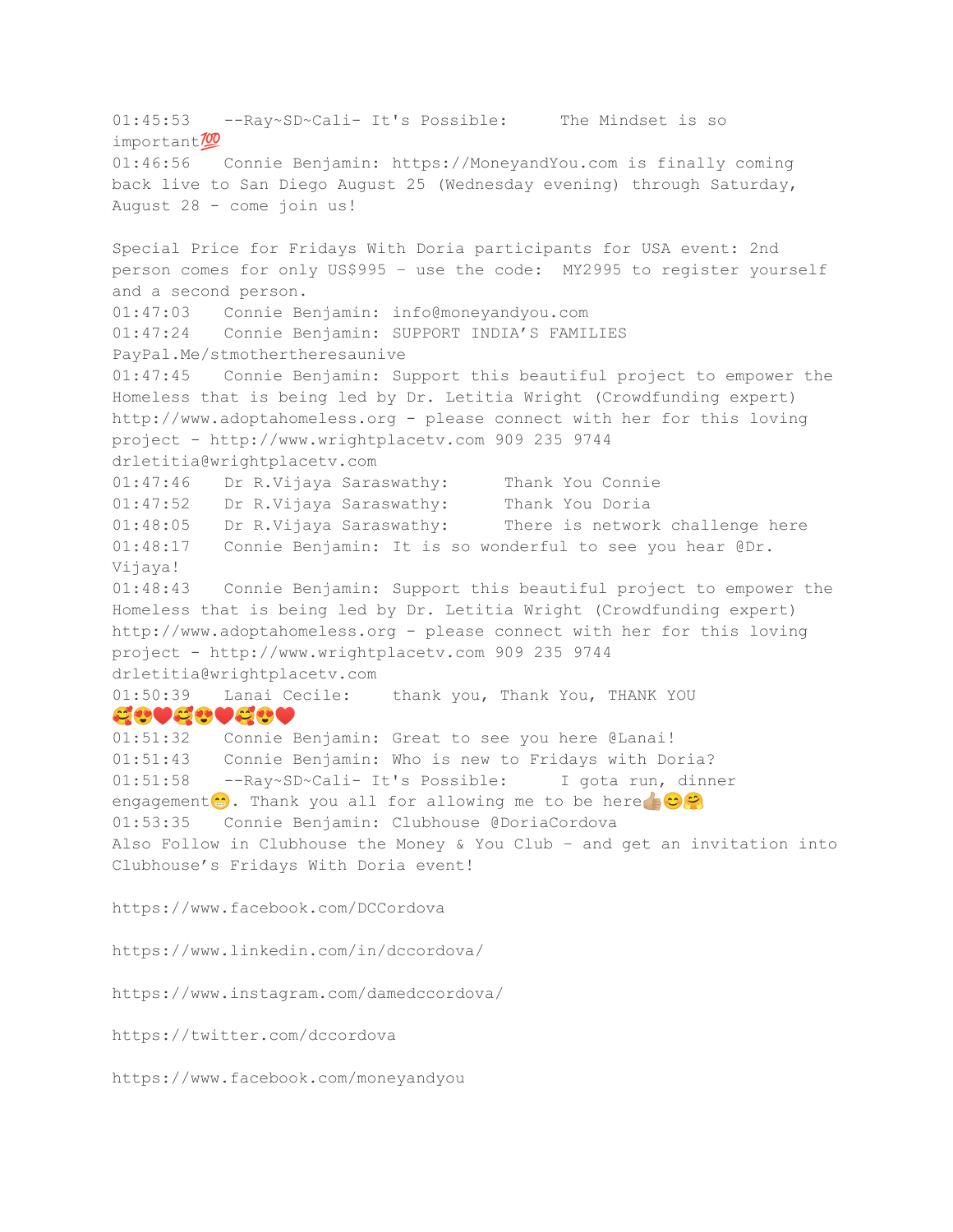01:45:53 --Ray~SD~Cali- It's Possible: The Mindset is so important💯

01:46:56 Connie Benjamin: https://MoneyandYou.com is finally coming back live to San Diego August 25 (Wednesday evening) through Saturday, August 28 - come join us!

Special Price for Fridays With Doria participants for USA event: 2nd person comes for only US$995 - use the code: MY2995 to register yourself and a second person.

01:47:03 Connie Benjamin: info@moneyandyou.com

01:47:24 Connie Benjamin: SUPPORT INDIA'S FAMILIES
PayPal.Me/stmothertheresaunive

01:47:45 Connie Benjamin: Support this beautiful project to empower the Homeless that is being led by Dr. Letitia Wright (Crowdfunding expert) http://www.adoptahomeless.org - please connect with her for this loving project - http://www.wrightplacetv.com 909 235 9744 drletitia@wrightplacetv.com

01:47:46 Dr R.Vijaya Saraswathy: Thank You Connie

01:47:52 Dr R.Vijaya Saraswathy: Thank You Doria

01:48:05 Dr R.Vijaya Saraswathy: There is network challenge here

01:48:17 Connie Benjamin: It is so wonderful to see you hear @Dr. Vijaya!

01:48:43 Connie Benjamin: Support this beautiful project to empower the Homeless that is being led by Dr. Letitia Wright (Crowdfunding expert) http://www.adoptahomeless.org - please connect with her for this loving project - http://www.wrightplacetv.com 909 235 9744 drletitia@wrightplacetv.com

01:50:39 Lanai Cecile: thank you, Thank You, THANK YOU 🥰😍❤️🥰😍❤️🥰😍❤️

01:51:32 Connie Benjamin: Great to see you here @Lanai!

01:51:43 Connie Benjamin: Who is new to Fridays with Doria?

01:51:58 --Ray~SD~Cali- It's Possible: I gota run, dinner engagement😁. Thank you all for allowing me to be here👍🏽😊🤗

01:53:35 Connie Benjamin: Clubhouse @DoriaCordova
Also Follow in Clubhouse the Money & You Club - and get an invitation into Clubhouse's Fridays With Doria event!

https://www.facebook.com/DCCordova

https://www.linkedin.com/in/dccordova/

https://www.instagram.com/damedccordova/

https://twitter.com/dccordova

https://www.facebook.com/moneyandyou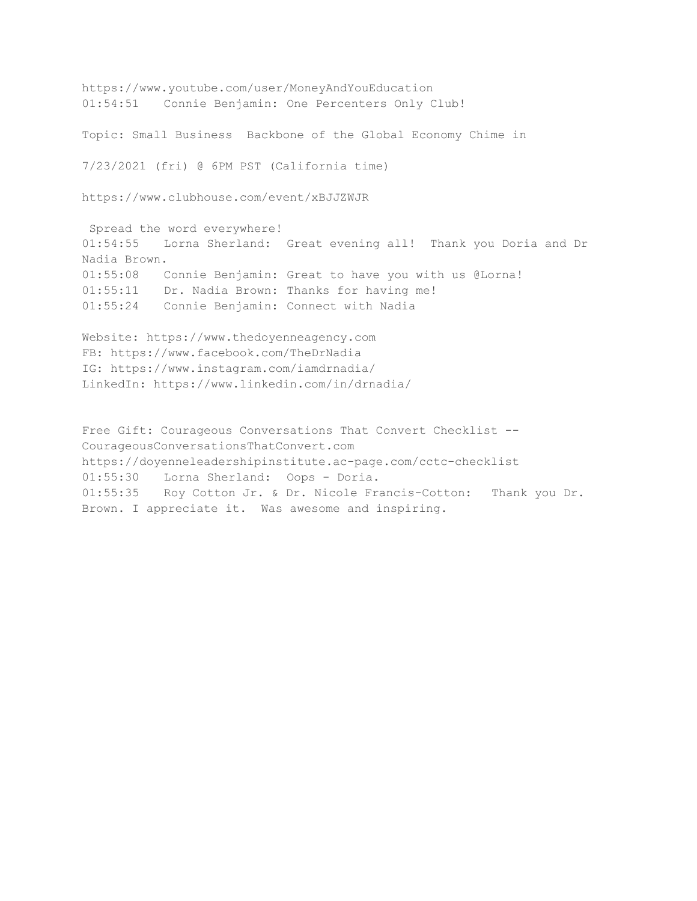https://www.youtube.com/user/MoneyAndYouEducation
01:54:51 Connie Benjamin: One Percenters Only Club!

Topic: Small Business Backbone of the Global Economy Chime in

7/23/2021 (fri) @ 6PM PST (California time)

https://www.clubhouse.com/event/xBJJZWJR

Spread the word everywhere!
01:54:55 Lorna Sherland: Great evening all! Thank you Doria and Dr Nadia Brown.
01:55:08 Connie Benjamin: Great to have you with us @Lorna!
01:55:11 Dr. Nadia Brown: Thanks for having me!
01:55:24 Connie Benjamin: Connect with Nadia

Website: https://www.thedoyenneagency.com
FB: https://www.facebook.com/TheDrNadia
IG: https://www.instagram.com/iamdrnadia/
LinkedIn: https://www.linkedin.com/in/drnadia/

Free Gift: Courageous Conversations That Convert Checklist -- CourageousConversationsThatConvert.com
https://doyenneleadershipinstitute.ac-page.com/cctc-checklist
01:55:30 Lorna Sherland: Oops - Doria.
01:55:35 Roy Cotton Jr. & Dr. Nicole Francis-Cotton: Thank you Dr. Brown. I appreciate it. Was awesome and inspiring.